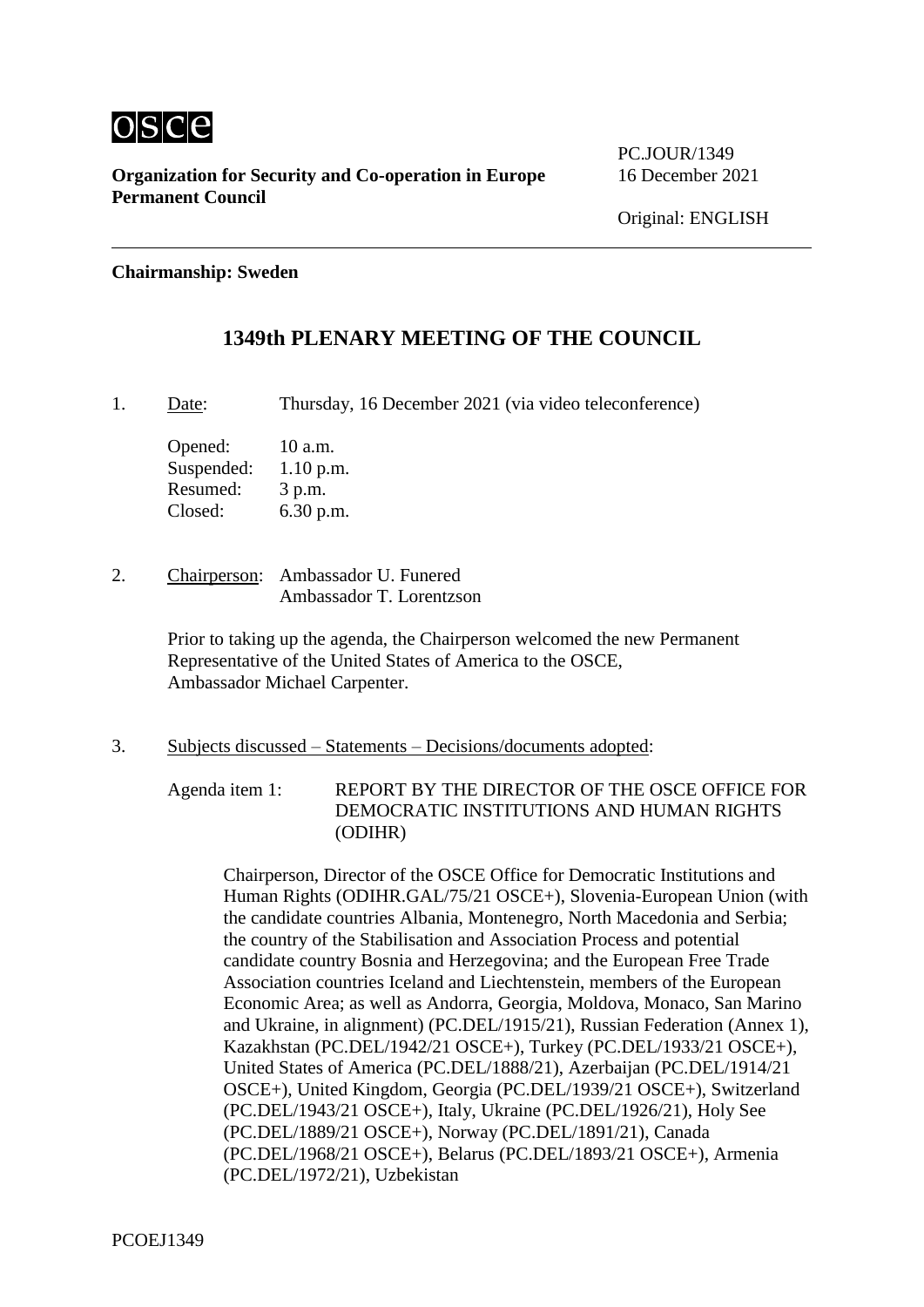OSCE

**Organization for Security and Co-operation in Europe**
**Permanent Council**

PC.JOUR/1349
16 December 2021

Original: ENGLISH

**Chairmanship: Sweden**

# 1349th PLENARY MEETING OF THE COUNCIL

1. Date: Thursday, 16 December 2021 (via video teleconference)

   Opened: 10 a.m.
   Suspended: 1.10 p.m.
   Resumed: 3 p.m.
   Closed: 6.30 p.m.

2. Chairperson: Ambassador U. Funered
   Ambassador T. Lorentzson

   Prior to taking up the agenda, the Chairperson welcomed the new Permanent Representative of the United States of America to the OSCE, Ambassador Michael Carpenter.

3. Subjects discussed – Statements – Decisions/documents adopted:

   Agenda item 1: REPORT BY THE DIRECTOR OF THE OSCE OFFICE FOR DEMOCRATIC INSTITUTIONS AND HUMAN RIGHTS (ODIHR)

   Chairperson, Director of the OSCE Office for Democratic Institutions and Human Rights (ODIHR.GAL/75/21 OSCE+), Slovenia-European Union (with the candidate countries Albania, Montenegro, North Macedonia and Serbia; the country of the Stabilisation and Association Process and potential candidate country Bosnia and Herzegovina; and the European Free Trade Association countries Iceland and Liechtenstein, members of the European Economic Area; as well as Andorra, Georgia, Moldova, Monaco, San Marino and Ukraine, in alignment) (PC.DEL/1915/21), Russian Federation (Annex 1), Kazakhstan (PC.DEL/1942/21 OSCE+), Turkey (PC.DEL/1933/21 OSCE+), United States of America (PC.DEL/1888/21), Azerbaijan (PC.DEL/1914/21 OSCE+), United Kingdom, Georgia (PC.DEL/1939/21 OSCE+), Switzerland (PC.DEL/1943/21 OSCE+), Italy, Ukraine (PC.DEL/1926/21), Holy See (PC.DEL/1889/21 OSCE+), Norway (PC.DEL/1891/21), Canada (PC.DEL/1968/21 OSCE+), Belarus (PC.DEL/1893/21 OSCE+), Armenia (PC.DEL/1972/21), Uzbekistan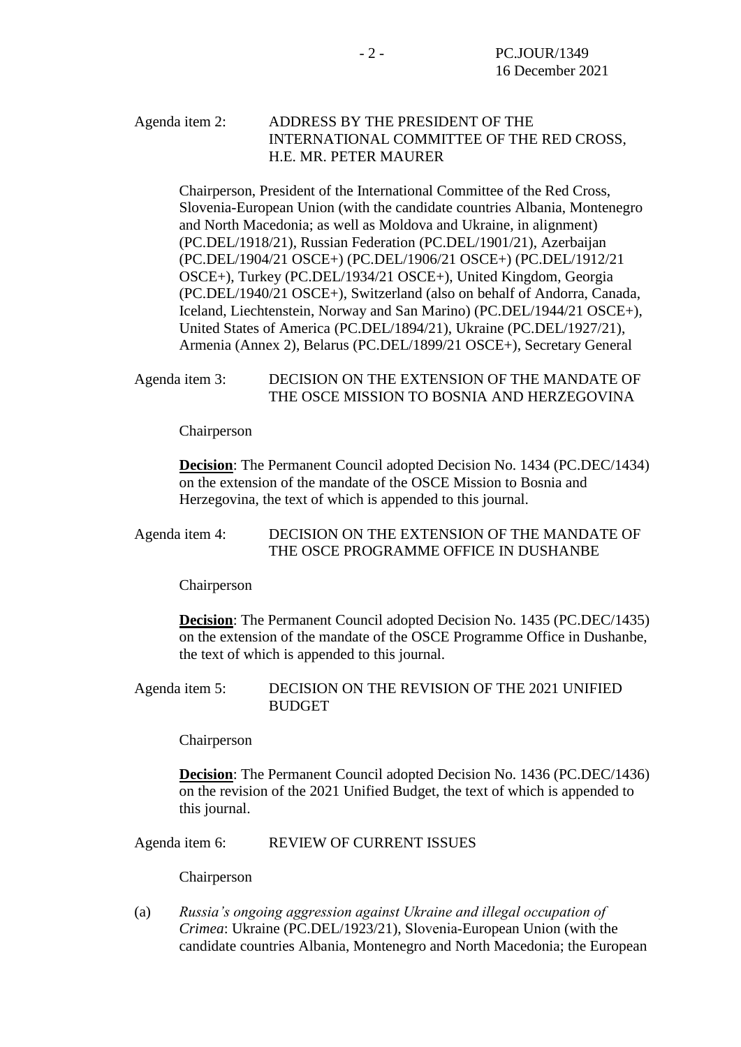Agenda item 2: ADDRESS BY THE PRESIDENT OF THE INTERNATIONAL COMMITTEE OF THE RED CROSS, H.E. MR. PETER MAURER

Chairperson, President of the International Committee of the Red Cross, Slovenia-European Union (with the candidate countries Albania, Montenegro and North Macedonia; as well as Moldova and Ukraine, in alignment) (PC.DEL/1918/21), Russian Federation (PC.DEL/1901/21), Azerbaijan (PC.DEL/1904/21 OSCE+) (PC.DEL/1906/21 OSCE+) (PC.DEL/1912/21 OSCE+), Turkey (PC.DEL/1934/21 OSCE+), United Kingdom, Georgia (PC.DEL/1940/21 OSCE+), Switzerland (also on behalf of Andorra, Canada, Iceland, Liechtenstein, Norway and San Marino) (PC.DEL/1944/21 OSCE+), United States of America (PC.DEL/1894/21), Ukraine (PC.DEL/1927/21), Armenia (Annex 2), Belarus (PC.DEL/1899/21 OSCE+), Secretary General

Agenda item 3: DECISION ON THE EXTENSION OF THE MANDATE OF THE OSCE MISSION TO BOSNIA AND HERZEGOVINA

Chairperson

**Decision**: The Permanent Council adopted Decision No. 1434 (PC.DEC/1434) on the extension of the mandate of the OSCE Mission to Bosnia and Herzegovina, the text of which is appended to this journal.

Agenda item 4: DECISION ON THE EXTENSION OF THE MANDATE OF THE OSCE PROGRAMME OFFICE IN DUSHANBE

Chairperson

**Decision**: The Permanent Council adopted Decision No. 1435 (PC.DEC/1435) on the extension of the mandate of the OSCE Programme Office in Dushanbe, the text of which is appended to this journal.

Agenda item 5: DECISION ON THE REVISION OF THE 2021 UNIFIED BUDGET

Chairperson

**Decision**: The Permanent Council adopted Decision No. 1436 (PC.DEC/1436) on the revision of the 2021 Unified Budget, the text of which is appended to this journal.

Agenda item 6: REVIEW OF CURRENT ISSUES

Chairperson

(a) *Russia's ongoing aggression against Ukraine and illegal occupation of Crimea*: Ukraine (PC.DEL/1923/21), Slovenia-European Union (with the candidate countries Albania, Montenegro and North Macedonia; the European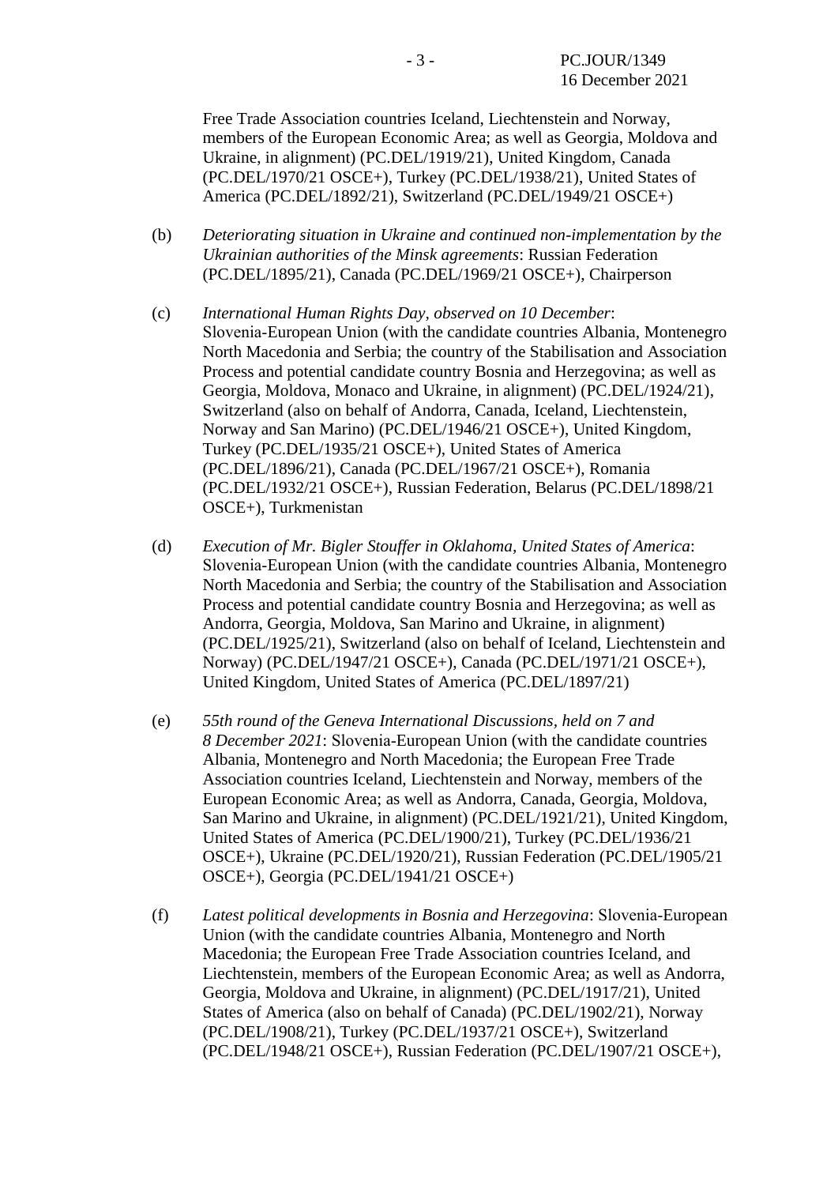Free Trade Association countries Iceland, Liechtenstein and Norway, members of the European Economic Area; as well as Georgia, Moldova and Ukraine, in alignment) (PC.DEL/1919/21), United Kingdom, Canada (PC.DEL/1970/21 OSCE+), Turkey (PC.DEL/1938/21), United States of America (PC.DEL/1892/21), Switzerland (PC.DEL/1949/21 OSCE+)

(b) *Deteriorating situation in Ukraine and continued non-implementation by the Ukrainian authorities of the Minsk agreements*: Russian Federation (PC.DEL/1895/21), Canada (PC.DEL/1969/21 OSCE+), Chairperson

(c) *International Human Rights Day, observed on 10 December*: Slovenia-European Union (with the candidate countries Albania, Montenegro North Macedonia and Serbia; the country of the Stabilisation and Association Process and potential candidate country Bosnia and Herzegovina; as well as Georgia, Moldova, Monaco and Ukraine, in alignment) (PC.DEL/1924/21), Switzerland (also on behalf of Andorra, Canada, Iceland, Liechtenstein, Norway and San Marino) (PC.DEL/1946/21 OSCE+), United Kingdom, Turkey (PC.DEL/1935/21 OSCE+), United States of America (PC.DEL/1896/21), Canada (PC.DEL/1967/21 OSCE+), Romania (PC.DEL/1932/21 OSCE+), Russian Federation, Belarus (PC.DEL/1898/21 OSCE+), Turkmenistan

(d) *Execution of Mr. Bigler Stouffer in Oklahoma, United States of America*: Slovenia-European Union (with the candidate countries Albania, Montenegro North Macedonia and Serbia; the country of the Stabilisation and Association Process and potential candidate country Bosnia and Herzegovina; as well as Andorra, Georgia, Moldova, San Marino and Ukraine, in alignment) (PC.DEL/1925/21), Switzerland (also on behalf of Iceland, Liechtenstein and Norway) (PC.DEL/1947/21 OSCE+), Canada (PC.DEL/1971/21 OSCE+), United Kingdom, United States of America (PC.DEL/1897/21)

(e) *55th round of the Geneva International Discussions, held on 7 and 8 December 2021*: Slovenia-European Union (with the candidate countries Albania, Montenegro and North Macedonia; the European Free Trade Association countries Iceland, Liechtenstein and Norway, members of the European Economic Area; as well as Andorra, Canada, Georgia, Moldova, San Marino and Ukraine, in alignment) (PC.DEL/1921/21), United Kingdom, United States of America (PC.DEL/1900/21), Turkey (PC.DEL/1936/21 OSCE+), Ukraine (PC.DEL/1920/21), Russian Federation (PC.DEL/1905/21 OSCE+), Georgia (PC.DEL/1941/21 OSCE+)

(f) *Latest political developments in Bosnia and Herzegovina*: Slovenia-European Union (with the candidate countries Albania, Montenegro and North Macedonia; the European Free Trade Association countries Iceland, and Liechtenstein, members of the European Economic Area; as well as Andorra, Georgia, Moldova and Ukraine, in alignment) (PC.DEL/1917/21), United States of America (also on behalf of Canada) (PC.DEL/1902/21), Norway (PC.DEL/1908/21), Turkey (PC.DEL/1937/21 OSCE+), Switzerland (PC.DEL/1948/21 OSCE+), Russian Federation (PC.DEL/1907/21 OSCE+),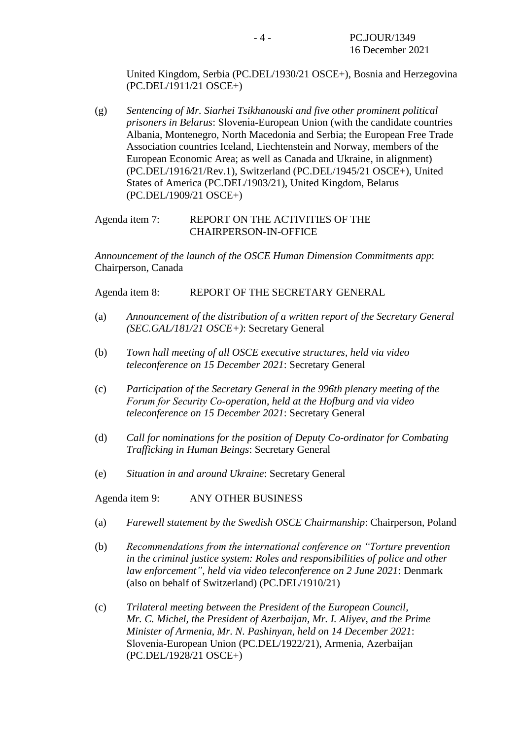United Kingdom, Serbia (PC.DEL/1930/21 OSCE+), Bosnia and Herzegovina (PC.DEL/1911/21 OSCE+)

(g) *Sentencing of Mr. Siarhei Tsikhanouski and five other prominent political prisoners in Belarus*: Slovenia-European Union (with the candidate countries Albania, Montenegro, North Macedonia and Serbia; the European Free Trade Association countries Iceland, Liechtenstein and Norway, members of the European Economic Area; as well as Canada and Ukraine, in alignment) (PC.DEL/1916/21/Rev.1), Switzerland (PC.DEL/1945/21 OSCE+), United States of America (PC.DEL/1903/21), United Kingdom, Belarus (PC.DEL/1909/21 OSCE+)

Agenda item 7: REPORT ON THE ACTIVITIES OF THE CHAIRPERSON-IN-OFFICE

*Announcement of the launch of the OSCE Human Dimension Commitments app*: Chairperson, Canada

Agenda item 8: REPORT OF THE SECRETARY GENERAL

(a) *Announcement of the distribution of a written report of the Secretary General (SEC.GAL/181/21 OSCE+)*: Secretary General

(b) *Town hall meeting of all OSCE executive structures, held via video teleconference on 15 December 2021*: Secretary General

(c) *Participation of the Secretary General in the 996th plenary meeting of the Forum for Security Co-operation, held at the Hofburg and via video teleconference on 15 December 2021*: Secretary General

(d) *Call for nominations for the position of Deputy Co-ordinator for Combating Trafficking in Human Beings*: Secretary General

(e) *Situation in and around Ukraine*: Secretary General

Agenda item 9: ANY OTHER BUSINESS

(a) *Farewell statement by the Swedish OSCE Chairmanship*: Chairperson, Poland

(b) *Recommendations from the international conference on "Torture prevention in the criminal justice system: Roles and responsibilities of police and other law enforcement", held via video teleconference on 2 June 2021*: Denmark (also on behalf of Switzerland) (PC.DEL/1910/21)

(c) *Trilateral meeting between the President of the European Council, Mr. C. Michel, the President of Azerbaijan, Mr. I. Aliyev, and the Prime Minister of Armenia, Mr. N. Pashinyan, held on 14 December 2021*: Slovenia-European Union (PC.DEL/1922/21), Armenia, Azerbaijan (PC.DEL/1928/21 OSCE+)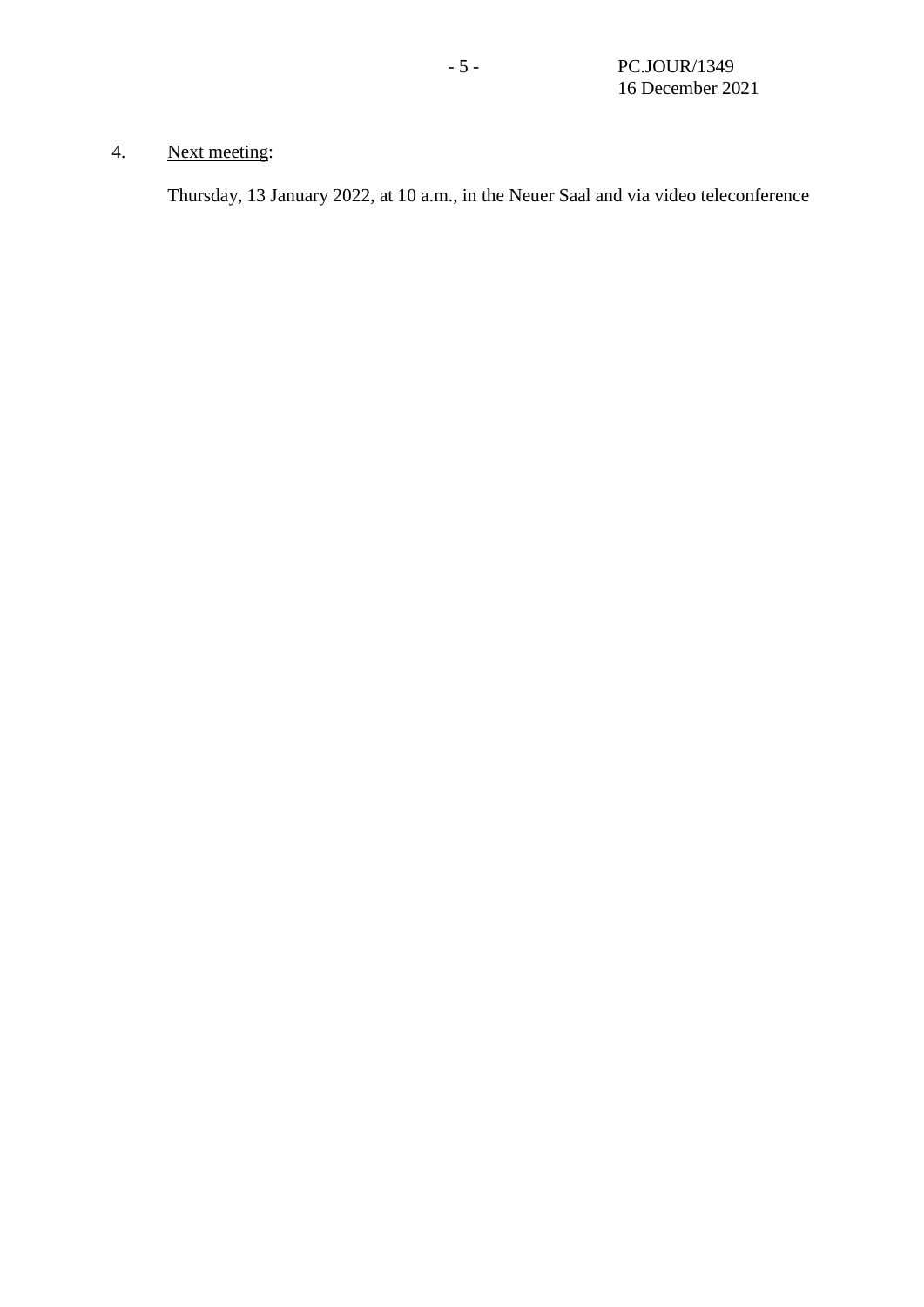4. Next meeting:

Thursday, 13 January 2022, at 10 a.m., in the Neuer Saal and via video teleconference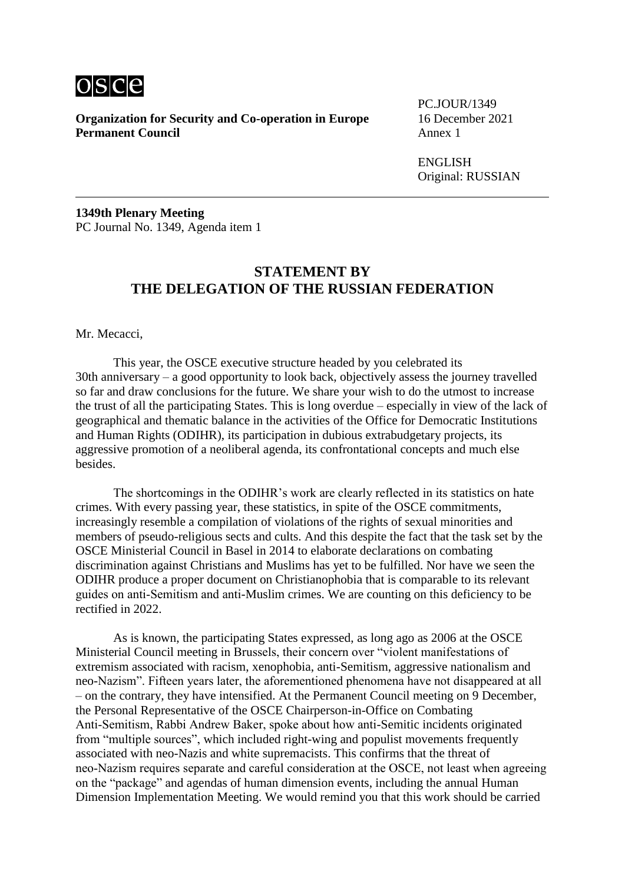osce

**Organization for Security and Co-operation in Europe**
**Permanent Council**

PC.JOUR/1349
16 December 2021
Annex 1

ENGLISH
Original: RUSSIAN

**1349th Plenary Meeting**
PC Journal No. 1349, Agenda item 1

## STATEMENT BY THE DELEGATION OF THE RUSSIAN FEDERATION

Mr. Mecacci,

This year, the OSCE executive structure headed by you celebrated its 30th anniversary – a good opportunity to look back, objectively assess the journey travelled so far and draw conclusions for the future. We share your wish to do the utmost to increase the trust of all the participating States. This is long overdue – especially in view of the lack of geographical and thematic balance in the activities of the Office for Democratic Institutions and Human Rights (ODIHR), its participation in dubious extrabudgetary projects, its aggressive promotion of a neoliberal agenda, its confrontational concepts and much else besides.

The shortcomings in the ODIHR's work are clearly reflected in its statistics on hate crimes. With every passing year, these statistics, in spite of the OSCE commitments, increasingly resemble a compilation of violations of the rights of sexual minorities and members of pseudo-religious sects and cults. And this despite the fact that the task set by the OSCE Ministerial Council in Basel in 2014 to elaborate declarations on combating discrimination against Christians and Muslims has yet to be fulfilled. Nor have we seen the ODIHR produce a proper document on Christianophobia that is comparable to its relevant guides on anti-Semitism and anti-Muslim crimes. We are counting on this deficiency to be rectified in 2022.

As is known, the participating States expressed, as long ago as 2006 at the OSCE Ministerial Council meeting in Brussels, their concern over "violent manifestations of extremism associated with racism, xenophobia, anti-Semitism, aggressive nationalism and neo-Nazism". Fifteen years later, the aforementioned phenomena have not disappeared at all – on the contrary, they have intensified. At the Permanent Council meeting on 9 December, the Personal Representative of the OSCE Chairperson-in-Office on Combating Anti-Semitism, Rabbi Andrew Baker, spoke about how anti-Semitic incidents originated from "multiple sources", which included right-wing and populist movements frequently associated with neo-Nazis and white supremacists. This confirms that the threat of neo-Nazism requires separate and careful consideration at the OSCE, not least when agreeing on the "package" and agendas of human dimension events, including the annual Human Dimension Implementation Meeting. We would remind you that this work should be carried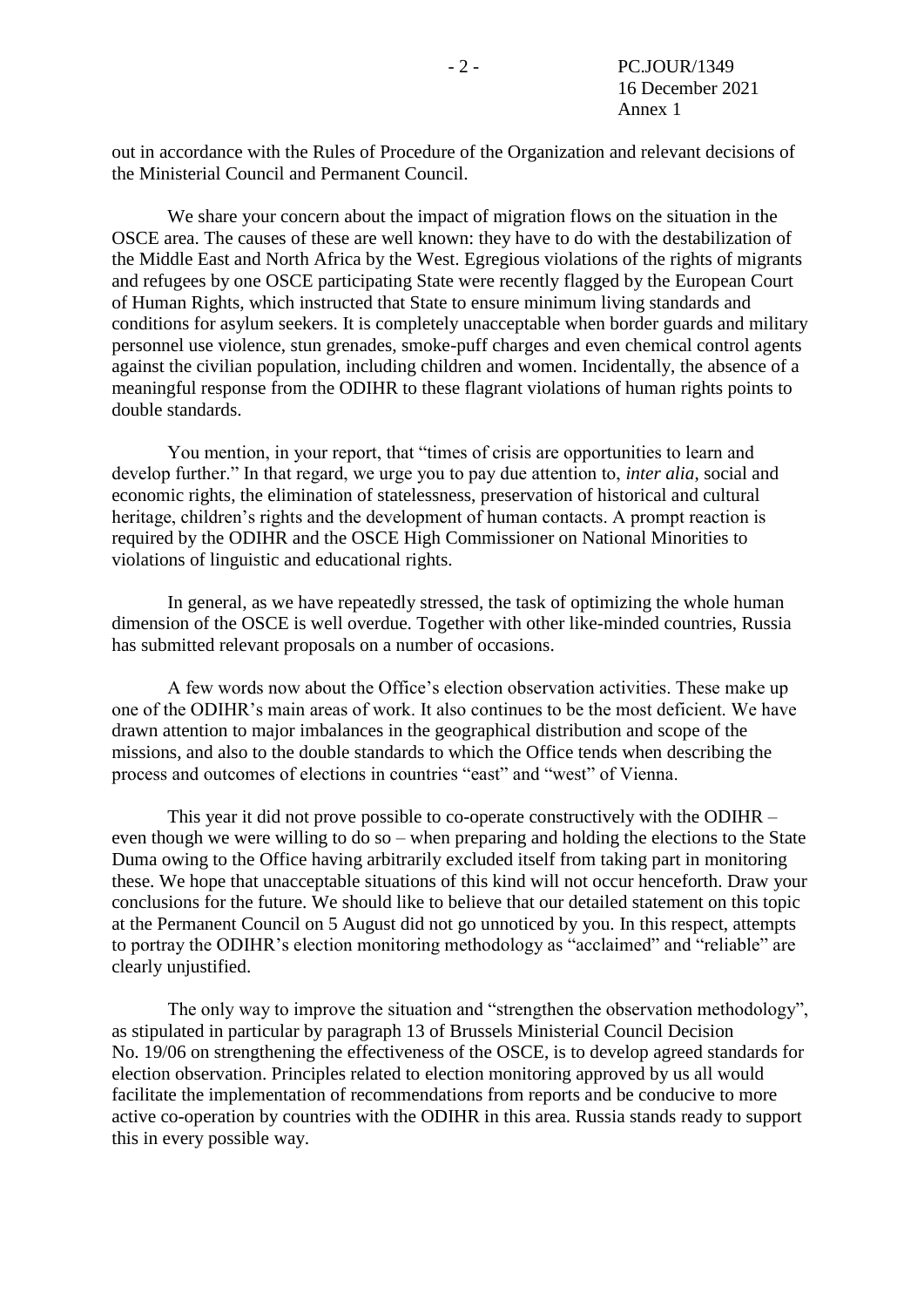out in accordance with the Rules of Procedure of the Organization and relevant decisions of the Ministerial Council and Permanent Council.

We share your concern about the impact of migration flows on the situation in the OSCE area. The causes of these are well known: they have to do with the destabilization of the Middle East and North Africa by the West. Egregious violations of the rights of migrants and refugees by one OSCE participating State were recently flagged by the European Court of Human Rights, which instructed that State to ensure minimum living standards and conditions for asylum seekers. It is completely unacceptable when border guards and military personnel use violence, stun grenades, smoke-puff charges and even chemical control agents against the civilian population, including children and women. Incidentally, the absence of a meaningful response from the ODIHR to these flagrant violations of human rights points to double standards.

You mention, in your report, that "times of crisis are opportunities to learn and develop further." In that regard, we urge you to pay due attention to, *inter alia*, social and economic rights, the elimination of statelessness, preservation of historical and cultural heritage, children's rights and the development of human contacts. A prompt reaction is required by the ODIHR and the OSCE High Commissioner on National Minorities to violations of linguistic and educational rights.

In general, as we have repeatedly stressed, the task of optimizing the whole human dimension of the OSCE is well overdue. Together with other like-minded countries, Russia has submitted relevant proposals on a number of occasions.

A few words now about the Office's election observation activities. These make up one of the ODIHR's main areas of work. It also continues to be the most deficient. We have drawn attention to major imbalances in the geographical distribution and scope of the missions, and also to the double standards to which the Office tends when describing the process and outcomes of elections in countries "east" and "west" of Vienna.

This year it did not prove possible to co-operate constructively with the ODIHR – even though we were willing to do so – when preparing and holding the elections to the State Duma owing to the Office having arbitrarily excluded itself from taking part in monitoring these. We hope that unacceptable situations of this kind will not occur henceforth. Draw your conclusions for the future. We should like to believe that our detailed statement on this topic at the Permanent Council on 5 August did not go unnoticed by you. In this respect, attempts to portray the ODIHR's election monitoring methodology as "acclaimed" and "reliable" are clearly unjustified.

The only way to improve the situation and "strengthen the observation methodology", as stipulated in particular by paragraph 13 of Brussels Ministerial Council Decision No. 19/06 on strengthening the effectiveness of the OSCE, is to develop agreed standards for election observation. Principles related to election monitoring approved by us all would facilitate the implementation of recommendations from reports and be conducive to more active co-operation by countries with the ODIHR in this area. Russia stands ready to support this in every possible way.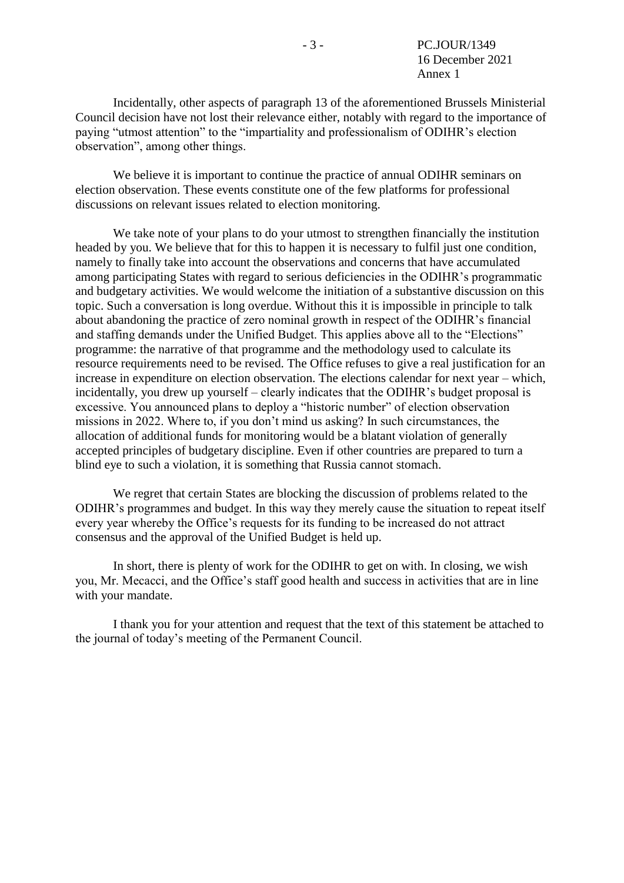Incidentally, other aspects of paragraph 13 of the aforementioned Brussels Ministerial Council decision have not lost their relevance either, notably with regard to the importance of paying "utmost attention" to the "impartiality and professionalism of ODIHR's election observation", among other things.

We believe it is important to continue the practice of annual ODIHR seminars on election observation. These events constitute one of the few platforms for professional discussions on relevant issues related to election monitoring.

We take note of your plans to do your utmost to strengthen financially the institution headed by you. We believe that for this to happen it is necessary to fulfil just one condition, namely to finally take into account the observations and concerns that have accumulated among participating States with regard to serious deficiencies in the ODIHR's programmatic and budgetary activities. We would welcome the initiation of a substantive discussion on this topic. Such a conversation is long overdue. Without this it is impossible in principle to talk about abandoning the practice of zero nominal growth in respect of the ODIHR's financial and staffing demands under the Unified Budget. This applies above all to the "Elections" programme: the narrative of that programme and the methodology used to calculate its resource requirements need to be revised. The Office refuses to give a real justification for an increase in expenditure on election observation. The elections calendar for next year – which, incidentally, you drew up yourself – clearly indicates that the ODIHR's budget proposal is excessive. You announced plans to deploy a "historic number" of election observation missions in 2022. Where to, if you don't mind us asking? In such circumstances, the allocation of additional funds for monitoring would be a blatant violation of generally accepted principles of budgetary discipline. Even if other countries are prepared to turn a blind eye to such a violation, it is something that Russia cannot stomach.

We regret that certain States are blocking the discussion of problems related to the ODIHR's programmes and budget. In this way they merely cause the situation to repeat itself every year whereby the Office's requests for its funding to be increased do not attract consensus and the approval of the Unified Budget is held up.

In short, there is plenty of work for the ODIHR to get on with. In closing, we wish you, Mr. Mecacci, and the Office's staff good health and success in activities that are in line with your mandate.

I thank you for your attention and request that the text of this statement be attached to the journal of today's meeting of the Permanent Council.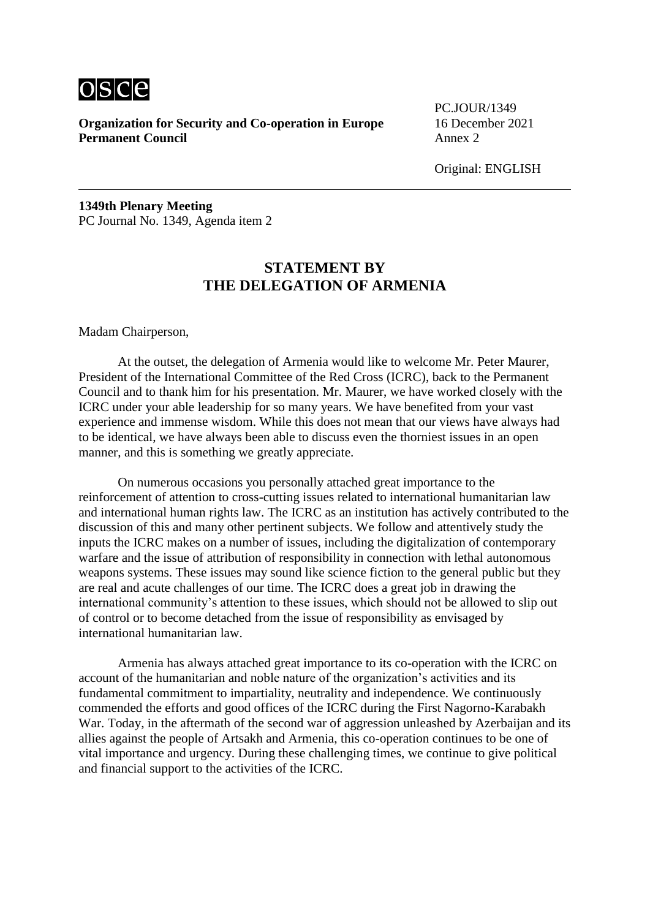**Organization for Security and Co-operation in Europe**
**Permanent Council**

PC.JOUR/1349
16 December 2021
Annex 2

Original: ENGLISH

---

**1349th Plenary Meeting**
PC Journal No. 1349, Agenda item 2

## STATEMENT BY THE DELEGATION OF ARMENIA

Madam Chairperson,

At the outset, the delegation of Armenia would like to welcome Mr. Peter Maurer, President of the International Committee of the Red Cross (ICRC), back to the Permanent Council and to thank him for his presentation. Mr. Maurer, we have worked closely with the ICRC under your able leadership for so many years. We have benefited from your vast experience and immense wisdom. While this does not mean that our views have always had to be identical, we have always been able to discuss even the thorniest issues in an open manner, and this is something we greatly appreciate.

On numerous occasions you personally attached great importance to the reinforcement of attention to cross-cutting issues related to international humanitarian law and international human rights law. The ICRC as an institution has actively contributed to the discussion of this and many other pertinent subjects. We follow and attentively study the inputs the ICRC makes on a number of issues, including the digitalization of contemporary warfare and the issue of attribution of responsibility in connection with lethal autonomous weapons systems. These issues may sound like science fiction to the general public but they are real and acute challenges of our time. The ICRC does a great job in drawing the international community's attention to these issues, which should not be allowed to slip out of control or to become detached from the issue of responsibility as envisaged by international humanitarian law.

Armenia has always attached great importance to its co-operation with the ICRC on account of the humanitarian and noble nature of the organization's activities and its fundamental commitment to impartiality, neutrality and independence. We continuously commended the efforts and good offices of the ICRC during the First Nagorno-Karabakh War. Today, in the aftermath of the second war of aggression unleashed by Azerbaijan and its allies against the people of Artsakh and Armenia, this co-operation continues to be one of vital importance and urgency. During these challenging times, we continue to give political and financial support to the activities of the ICRC.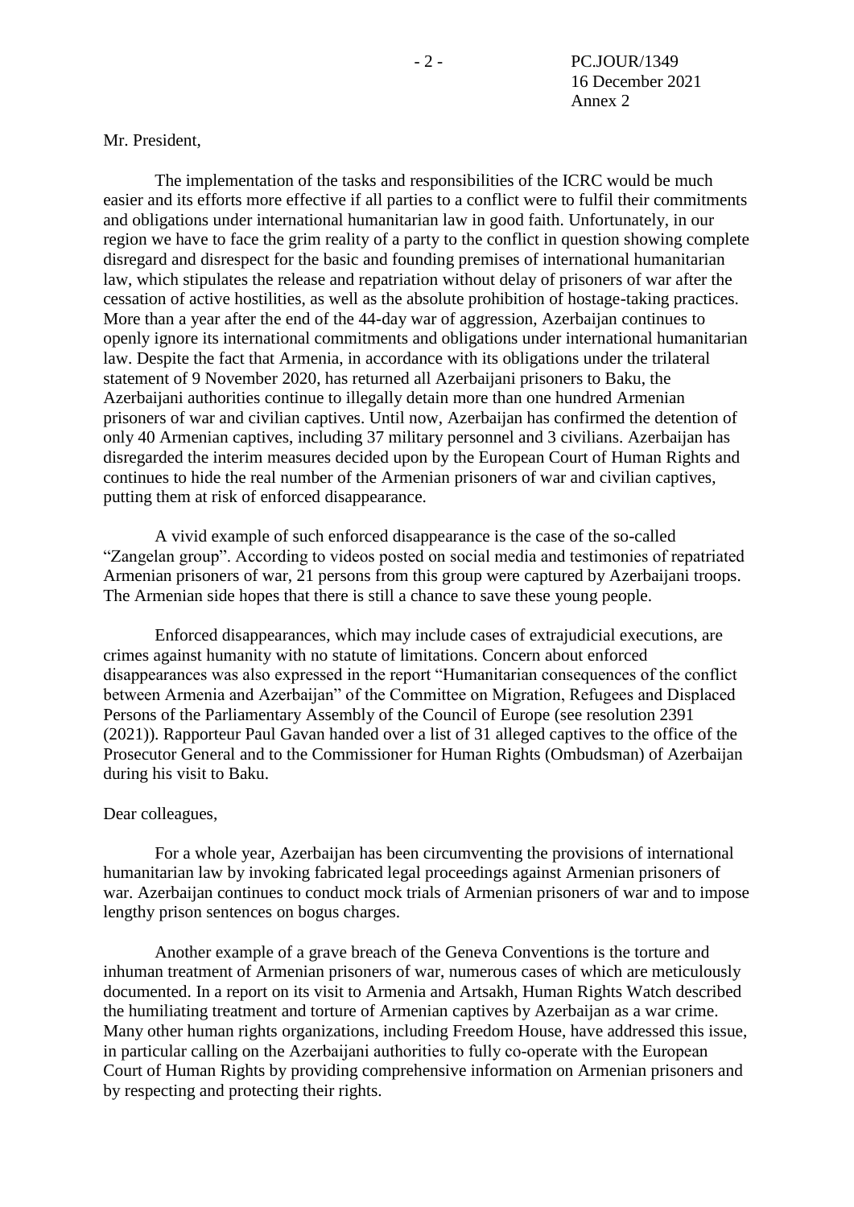Mr. President,

The implementation of the tasks and responsibilities of the ICRC would be much easier and its efforts more effective if all parties to a conflict were to fulfil their commitments and obligations under international humanitarian law in good faith. Unfortunately, in our region we have to face the grim reality of a party to the conflict in question showing complete disregard and disrespect for the basic and founding premises of international humanitarian law, which stipulates the release and repatriation without delay of prisoners of war after the cessation of active hostilities, as well as the absolute prohibition of hostage-taking practices. More than a year after the end of the 44-day war of aggression, Azerbaijan continues to openly ignore its international commitments and obligations under international humanitarian law. Despite the fact that Armenia, in accordance with its obligations under the trilateral statement of 9 November 2020, has returned all Azerbaijani prisoners to Baku, the Azerbaijani authorities continue to illegally detain more than one hundred Armenian prisoners of war and civilian captives. Until now, Azerbaijan has confirmed the detention of only 40 Armenian captives, including 37 military personnel and 3 civilians. Azerbaijan has disregarded the interim measures decided upon by the European Court of Human Rights and continues to hide the real number of the Armenian prisoners of war and civilian captives, putting them at risk of enforced disappearance.

A vivid example of such enforced disappearance is the case of the so-called "Zangelan group". According to videos posted on social media and testimonies of repatriated Armenian prisoners of war, 21 persons from this group were captured by Azerbaijani troops. The Armenian side hopes that there is still a chance to save these young people.

Enforced disappearances, which may include cases of extrajudicial executions, are crimes against humanity with no statute of limitations. Concern about enforced disappearances was also expressed in the report "Humanitarian consequences of the conflict between Armenia and Azerbaijan" of the Committee on Migration, Refugees and Displaced Persons of the Parliamentary Assembly of the Council of Europe (see resolution 2391 (2021)). Rapporteur Paul Gavan handed over a list of 31 alleged captives to the office of the Prosecutor General and to the Commissioner for Human Rights (Ombudsman) of Azerbaijan during his visit to Baku.

Dear colleagues,

For a whole year, Azerbaijan has been circumventing the provisions of international humanitarian law by invoking fabricated legal proceedings against Armenian prisoners of war. Azerbaijan continues to conduct mock trials of Armenian prisoners of war and to impose lengthy prison sentences on bogus charges.

Another example of a grave breach of the Geneva Conventions is the torture and inhuman treatment of Armenian prisoners of war, numerous cases of which are meticulously documented. In a report on its visit to Armenia and Artsakh, Human Rights Watch described the humiliating treatment and torture of Armenian captives by Azerbaijan as a war crime. Many other human rights organizations, including Freedom House, have addressed this issue, in particular calling on the Azerbaijani authorities to fully co-operate with the European Court of Human Rights by providing comprehensive information on Armenian prisoners and by respecting and protecting their rights.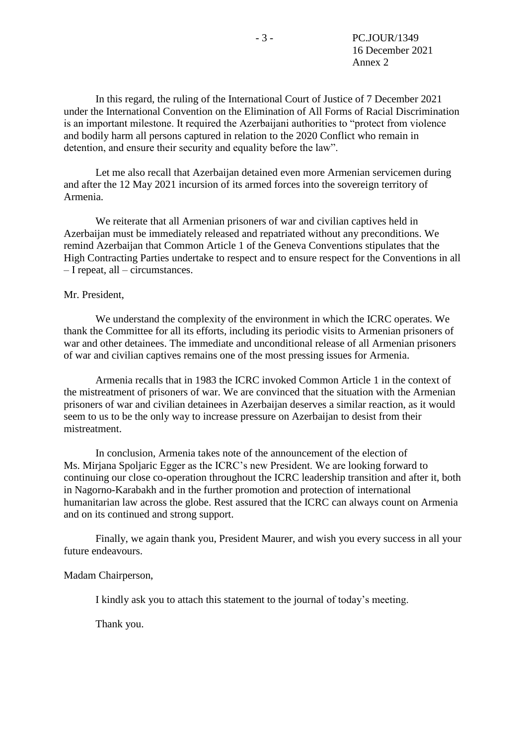In this regard, the ruling of the International Court of Justice of 7 December 2021 under the International Convention on the Elimination of All Forms of Racial Discrimination is an important milestone. It required the Azerbaijani authorities to "protect from violence and bodily harm all persons captured in relation to the 2020 Conflict who remain in detention, and ensure their security and equality before the law".

Let me also recall that Azerbaijan detained even more Armenian servicemen during and after the 12 May 2021 incursion of its armed forces into the sovereign territory of Armenia.

We reiterate that all Armenian prisoners of war and civilian captives held in Azerbaijan must be immediately released and repatriated without any preconditions. We remind Azerbaijan that Common Article 1 of the Geneva Conventions stipulates that the High Contracting Parties undertake to respect and to ensure respect for the Conventions in all – I repeat, all – circumstances.

Mr. President,

We understand the complexity of the environment in which the ICRC operates. We thank the Committee for all its efforts, including its periodic visits to Armenian prisoners of war and other detainees. The immediate and unconditional release of all Armenian prisoners of war and civilian captives remains one of the most pressing issues for Armenia.

Armenia recalls that in 1983 the ICRC invoked Common Article 1 in the context of the mistreatment of prisoners of war. We are convinced that the situation with the Armenian prisoners of war and civilian detainees in Azerbaijan deserves a similar reaction, as it would seem to us to be the only way to increase pressure on Azerbaijan to desist from their mistreatment.

In conclusion, Armenia takes note of the announcement of the election of Ms. Mirjana Spoljaric Egger as the ICRC's new President. We are looking forward to continuing our close co-operation throughout the ICRC leadership transition and after it, both in Nagorno-Karabakh and in the further promotion and protection of international humanitarian law across the globe. Rest assured that the ICRC can always count on Armenia and on its continued and strong support.

Finally, we again thank you, President Maurer, and wish you every success in all your future endeavours.

Madam Chairperson,

I kindly ask you to attach this statement to the journal of today's meeting.

Thank you.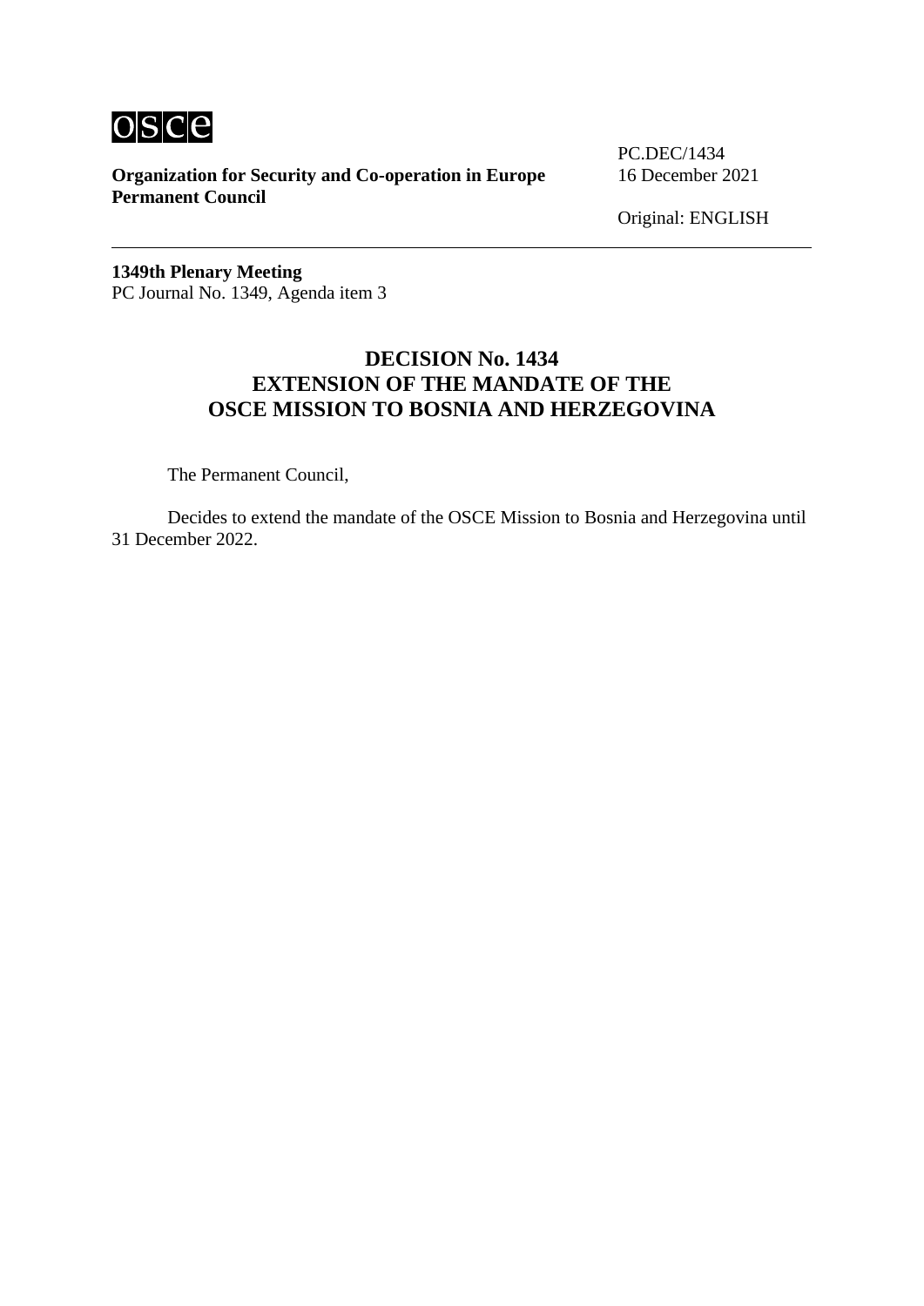**osce**

**Organization for Security and Co-operation in Europe**
**Permanent Council**

PC.DEC/1434
16 December 2021

Original: ENGLISH

---

**1349th Plenary Meeting**
PC Journal No. 1349, Agenda item 3

# DECISION No. 1434
# EXTENSION OF THE MANDATE OF THE OSCE MISSION TO BOSNIA AND HERZEGOVINA

The Permanent Council,

Decides to extend the mandate of the OSCE Mission to Bosnia and Herzegovina until 31 December 2022.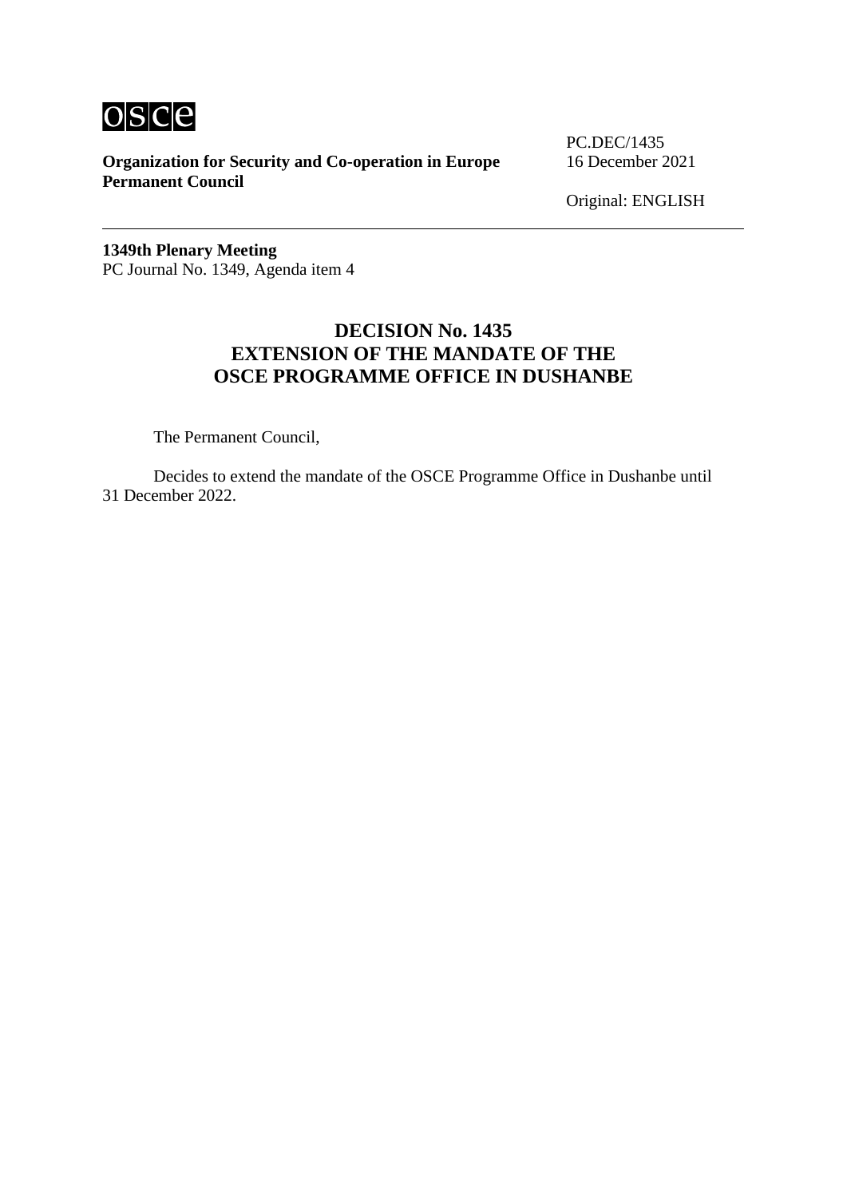osce

**Organization for Security and Co-operation in Europe**
**Permanent Council**

PC.DEC/1435
16 December 2021

Original: ENGLISH

---

**1349th Plenary Meeting**
PC Journal No. 1349, Agenda item 4

# DECISION No. 1435
# EXTENSION OF THE MANDATE OF THE OSCE PROGRAMME OFFICE IN DUSHANBE

The Permanent Council,

Decides to extend the mandate of the OSCE Programme Office in Dushanbe until 31 December 2022.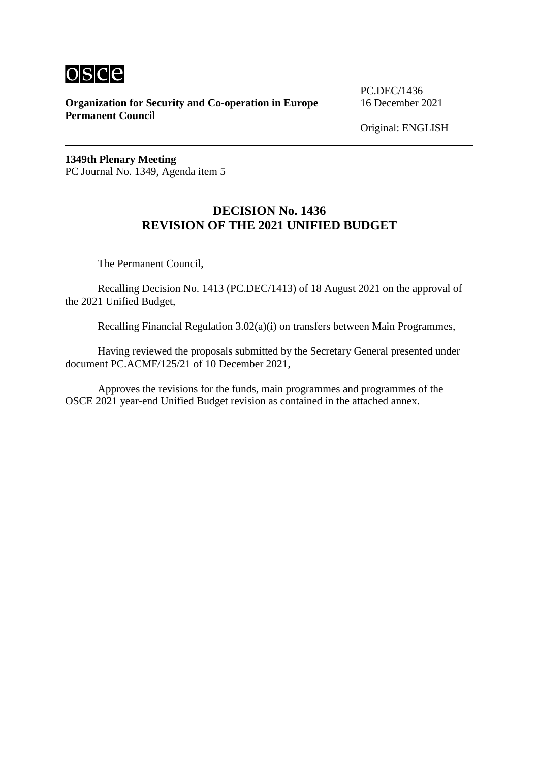**Organization for Security and Co-operation in Europe**
**Permanent Council**

PC.DEC/1436
16 December 2021

Original: ENGLISH

**1349th Plenary Meeting**
PC Journal No. 1349, Agenda item 5

## DECISION No. 1436
## REVISION OF THE 2021 UNIFIED BUDGET

The Permanent Council,

Recalling Decision No. 1413 (PC.DEC/1413) of 18 August 2021 on the approval of the 2021 Unified Budget,

Recalling Financial Regulation 3.02(a)(i) on transfers between Main Programmes,

Having reviewed the proposals submitted by the Secretary General presented under document PC.ACMF/125/21 of 10 December 2021,

Approves the revisions for the funds, main programmes and programmes of the OSCE 2021 year-end Unified Budget revision as contained in the attached annex.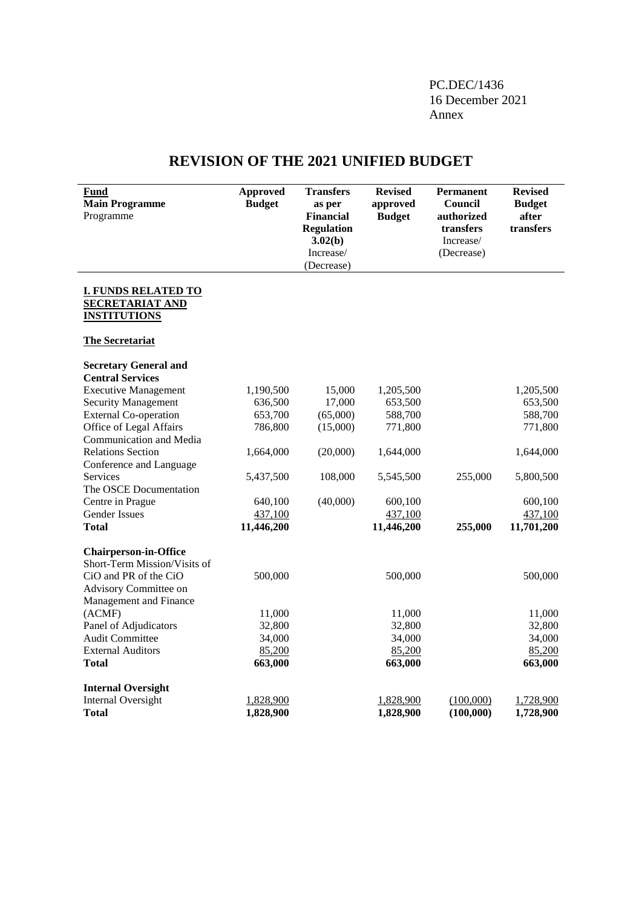PC.DEC/1436
16 December 2021
Annex

# REVISION OF THE 2021 UNIFIED BUDGET

| Fund<br>Main Programme<br>Programme | Approved Budget | Transfers as per Financial Regulation 3.02(b) Increase/ (Decrease) | Revised approved Budget | Permanent Council authorized transfers Increase/ (Decrease) | Revised Budget after transfers |
|---|---|---|---|---|---|
| **I. FUNDS RELATED TO SECRETARIAT AND INSTITUTIONS** | | | | | |
| **The Secretariat** | | | | | |
| **Secretary General and Central Services** | | | | | |
| Executive Management | 1,190,500 | 15,000 | 1,205,500 | | 1,205,500 |
| Security Management | 636,500 | 17,000 | 653,500 | | 653,500 |
| External Co-operation | 653,700 | (65,000) | 588,700 | | 588,700 |
| Office of Legal Affairs | 786,800 | (15,000) | 771,800 | | 771,800 |
| Communication and Media Relations Section | 1,664,000 | (20,000) | 1,644,000 | | 1,644,000 |
| Conference and Language Services | 5,437,500 | 108,000 | 5,545,500 | 255,000 | 5,800,500 |
| The OSCE Documentation Centre in Prague | 640,100 | (40,000) | 600,100 | | 600,100 |
| Gender Issues | 437,100 | | 437,100 | | 437,100 |
| **Total** | **11,446,200** | | **11,446,200** | **255,000** | **11,701,200** |
| **Chairperson-in-Office** | | | | | |
| Short-Term Mission/Visits of CiO and PR of the CiO | 500,000 | | 500,000 | | 500,000 |
| Advisory Committee on Management and Finance (ACMF) | 11,000 | | 11,000 | | 11,000 |
| Panel of Adjudicators | 32,800 | | 32,800 | | 32,800 |
| Audit Committee | 34,000 | | 34,000 | | 34,000 |
| External Auditors | 85,200 | | 85,200 | | 85,200 |
| **Total** | **663,000** | | **663,000** | | **663,000** |
| **Internal Oversight** | | | | | |
| Internal Oversight | 1,828,900 | | 1,828,900 | (100,000) | 1,728,900 |
| **Total** | **1,828,900** | | **1,828,900** | **(100,000)** | **1,728,900** |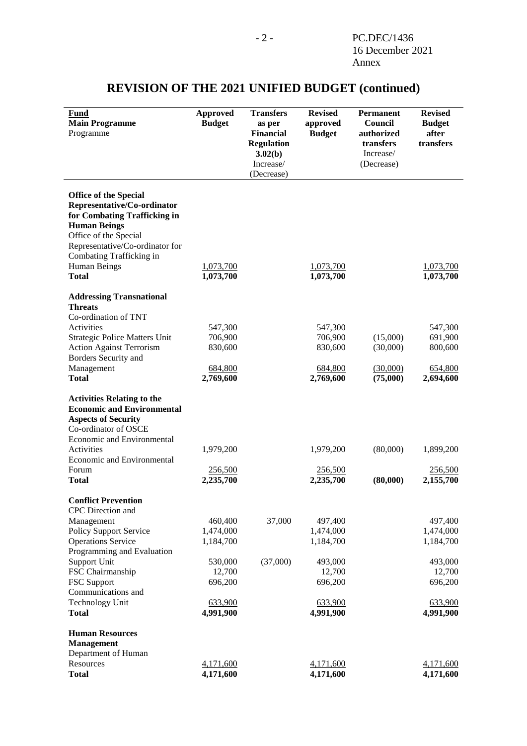# REVISION OF THE 2021 UNIFIED BUDGET (continued)

| Fund<br>Main Programme<br>Programme | Approved Budget | Transfers as per Financial Regulation 3.02(b) Increase/ (Decrease) | Revised approved Budget | Permanent Council authorized transfers Increase/ (Decrease) | Revised Budget after transfers |
|---|---|---|---|---|---|
| **Office of the Special Representative/Co-ordinator for Combating Trafficking in Human Beings** | | | | | |
| Office of the Special Representative/Co-ordinator for Combating Trafficking in Human Beings | 1,073,700 | | 1,073,700 | | 1,073,700 |
| **Total** | **1,073,700** | | **1,073,700** | | **1,073,700** |
| **Addressing Transnational Threats** | | | | | |
| Co-ordination of TNT Activities | 547,300 | | 547,300 | | 547,300 |
| Strategic Police Matters Unit | 706,900 | | 706,900 | (15,000) | 691,900 |
| Action Against Terrorism | 830,600 | | 830,600 | (30,000) | 800,600 |
| Borders Security and Management | 684,800 | | 684,800 | (30,000) | 654,800 |
| **Total** | **2,769,600** | | **2,769,600** | **(75,000)** | **2,694,600** |
| **Activities Relating to the Economic and Environmental Aspects of Security** | | | | | |
| Co-ordinator of OSCE Economic and Environmental Activities | 1,979,200 | | 1,979,200 | (80,000) | 1,899,200 |
| Economic and Environmental Forum | 256,500 | | 256,500 | | 256,500 |
| **Total** | **2,235,700** | | **2,235,700** | **(80,000)** | **2,155,700** |
| **Conflict Prevention** | | | | | |
| CPC Direction and Management | 460,400 | 37,000 | 497,400 | | 497,400 |
| Policy Support Service | 1,474,000 | | 1,474,000 | | 1,474,000 |
| Operations Service | 1,184,700 | | 1,184,700 | | 1,184,700 |
| Programming and Evaluation Support Unit | 530,000 | (37,000) | 493,000 | | 493,000 |
| FSC Chairmanship | 12,700 | | 12,700 | | 12,700 |
| FSC Support | 696,200 | | 696,200 | | 696,200 |
| Communications and Technology Unit | 633,900 | | 633,900 | | 633,900 |
| **Total** | **4,991,900** | | **4,991,900** | | **4,991,900** |
| **Human Resources Management** | | | | | |
| Department of Human Resources | 4,171,600 | | 4,171,600 | | 4,171,600 |
| **Total** | **4,171,600** | | **4,171,600** | | **4,171,600** |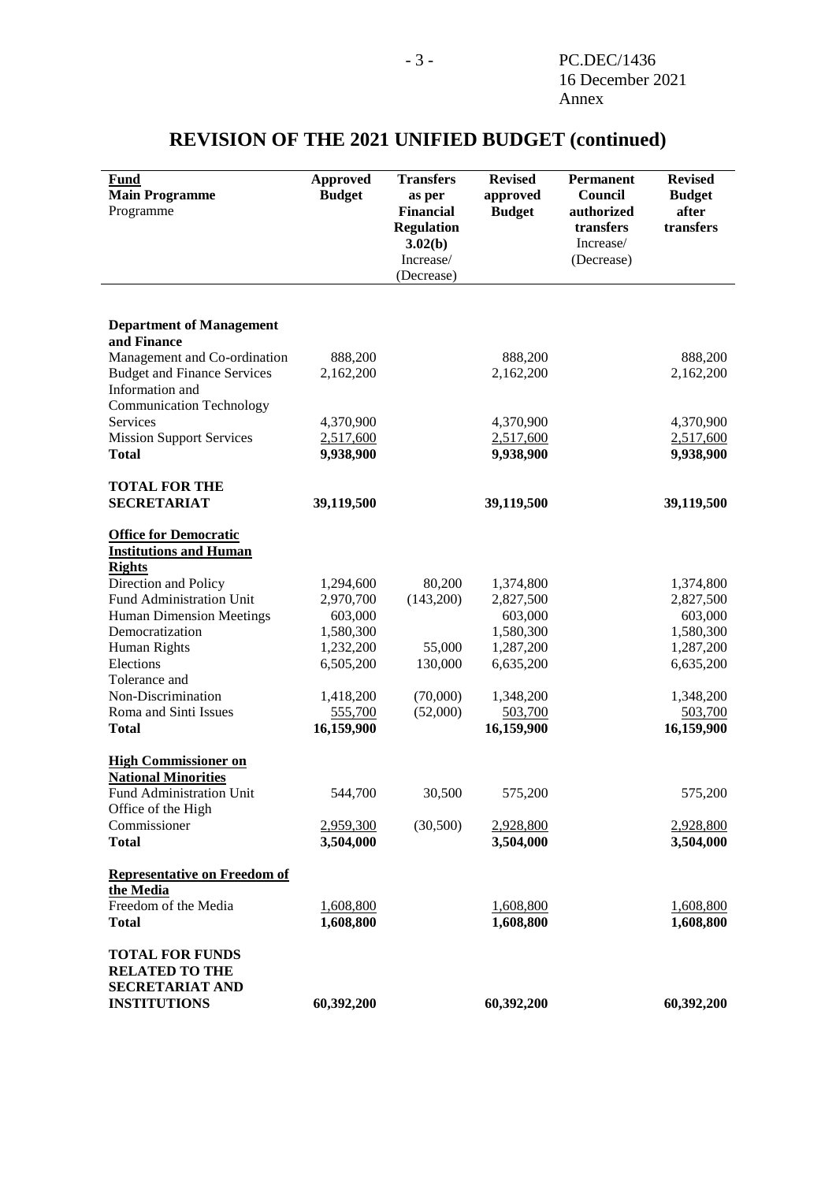# REVISION OF THE 2021 UNIFIED BUDGET (continued)

| Fund<br>Main Programme<br>Programme | Approved Budget | Transfers as per Financial Regulation 3.02(b)<br>Increase/ (Decrease) | Revised approved Budget | Permanent Council authorized transfers<br>Increase/ (Decrease) | Revised Budget after transfers |
|---|---|---|---|---|---|
| **Department of Management and Finance** | | | | | |
| Management and Co-ordination | 888,200 | | 888,200 | | 888,200 |
| Budget and Finance Services | 2,162,200 | | 2,162,200 | | 2,162,200 |
| Information and Communication Technology Services | 4,370,900 | | 4,370,900 | | 4,370,900 |
| Mission Support Services | 2,517,600 | | 2,517,600 | | 2,517,600 |
| **Total** | **9,938,900** | | **9,938,900** | | **9,938,900** |
| **TOTAL FOR THE SECRETARIAT** | **39,119,500** | | **39,119,500** | | **39,119,500** |
| **Office for Democratic Institutions and Human Rights** | | | | | |
| Direction and Policy | 1,294,600 | 80,200 | 1,374,800 | | 1,374,800 |
| Fund Administration Unit | 2,970,700 | (143,200) | 2,827,500 | | 2,827,500 |
| Human Dimension Meetings | 603,000 | | 603,000 | | 603,000 |
| Democratization | 1,580,300 | | 1,580,300 | | 1,580,300 |
| Human Rights | 1,232,200 | 55,000 | 1,287,200 | | 1,287,200 |
| Elections | 6,505,200 | 130,000 | 6,635,200 | | 6,635,200 |
| Tolerance and Non-Discrimination | 1,418,200 | (70,000) | 1,348,200 | | 1,348,200 |
| Roma and Sinti Issues | 555,700 | (52,000) | 503,700 | | 503,700 |
| **Total** | **16,159,900** | | **16,159,900** | | **16,159,900** |
| **High Commissioner on National Minorities** | | | | | |
| Fund Administration Unit | 544,700 | 30,500 | 575,200 | | 575,200 |
| Office of the High Commissioner | 2,959,300 | (30,500) | 2,928,800 | | 2,928,800 |
| **Total** | **3,504,000** | | **3,504,000** | | **3,504,000** |
| **Representative on Freedom of the Media** | | | | | |
| Freedom of the Media | 1,608,800 | | 1,608,800 | | 1,608,800 |
| **Total** | **1,608,800** | | **1,608,800** | | **1,608,800** |
| **TOTAL FOR FUNDS RELATED TO THE SECRETARIAT AND INSTITUTIONS** | **60,392,200** | | **60,392,200** | | **60,392,200** |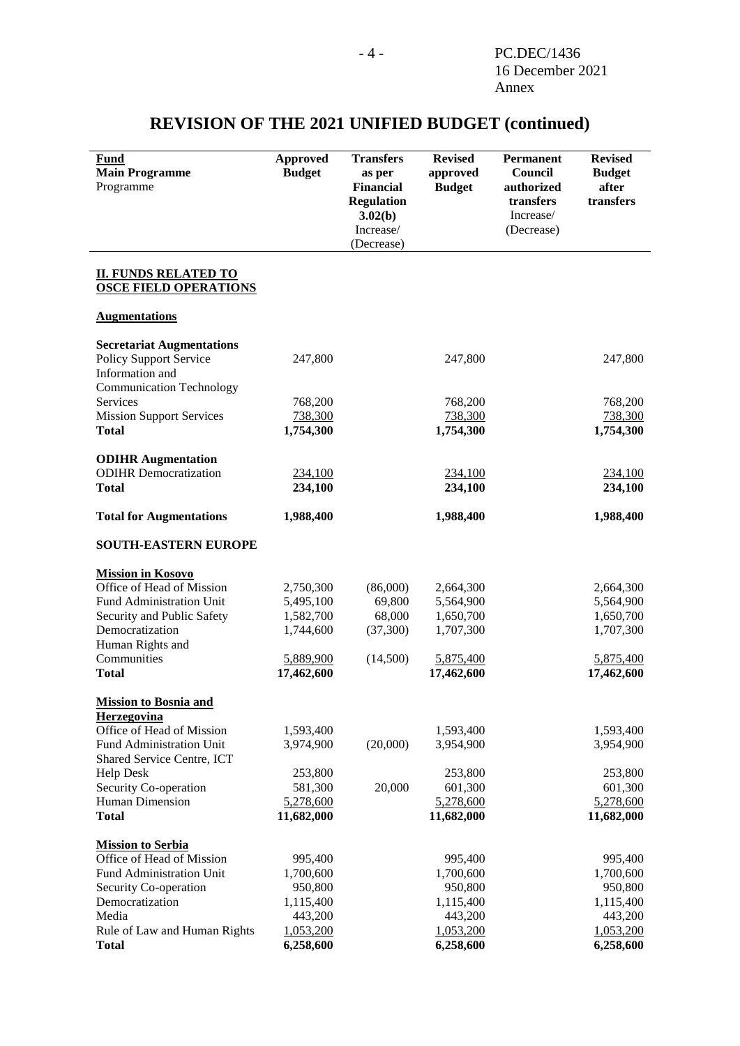# REVISION OF THE 2021 UNIFIED BUDGET (continued)

| Fund<br>Main Programme<br>Programme | Approved Budget | Transfers as per Financial Regulation 3.02(b) Increase/ (Decrease) | Revised approved Budget | Permanent Council authorized transfers Increase/ (Decrease) | Revised Budget after transfers |
|---|---|---|---|---|---|
| **II. FUNDS RELATED TO OSCE FIELD OPERATIONS** | | | | | |
| **Augmentations** | | | | | |
| **Secretariat Augmentations** | | | | | |
| Policy Support Service | 247,800 | | 247,800 | | 247,800 |
| Information and Communication Technology Services | 768,200 | | 768,200 | | 768,200 |
| Mission Support Services | 738,300 | | 738,300 | | 738,300 |
| **Total** | **1,754,300** | | **1,754,300** | | **1,754,300** |
| **ODIHR Augmentation** | | | | | |
| ODIHR Democratization | 234,100 | | 234,100 | | 234,100 |
| **Total** | **234,100** | | **234,100** | | **234,100** |
| **Total for Augmentations** | **1,988,400** | | **1,988,400** | | **1,988,400** |
| **SOUTH-EASTERN EUROPE** | | | | | |
| **Mission in Kosovo** | | | | | |
| Office of Head of Mission | 2,750,300 | (86,000) | 2,664,300 | | 2,664,300 |
| Fund Administration Unit | 5,495,100 | 69,800 | 5,564,900 | | 5,564,900 |
| Security and Public Safety | 1,582,700 | 68,000 | 1,650,700 | | 1,650,700 |
| Democratization | 1,744,600 | (37,300) | 1,707,300 | | 1,707,300 |
| Human Rights and Communities | 5,889,900 | (14,500) | 5,875,400 | | 5,875,400 |
| **Total** | **17,462,600** | | **17,462,600** | | **17,462,600** |
| **Mission to Bosnia and Herzegovina** | | | | | |
| Office of Head of Mission | 1,593,400 | | 1,593,400 | | 1,593,400 |
| Fund Administration Unit | 3,974,900 | (20,000) | 3,954,900 | | 3,954,900 |
| Shared Service Centre, ICT Help Desk | 253,800 | | 253,800 | | 253,800 |
| Security Co-operation | 581,300 | 20,000 | 601,300 | | 601,300 |
| Human Dimension | 5,278,600 | | 5,278,600 | | 5,278,600 |
| **Total** | **11,682,000** | | **11,682,000** | | **11,682,000** |
| **Mission to Serbia** | | | | | |
| Office of Head of Mission | 995,400 | | 995,400 | | 995,400 |
| Fund Administration Unit | 1,700,600 | | 1,700,600 | | 1,700,600 |
| Security Co-operation | 950,800 | | 950,800 | | 950,800 |
| Democratization | 1,115,400 | | 1,115,400 | | 1,115,400 |
| Media | 443,200 | | 443,200 | | 443,200 |
| Rule of Law and Human Rights | 1,053,200 | | 1,053,200 | | 1,053,200 |
| **Total** | **6,258,600** | | **6,258,600** | | **6,258,600** |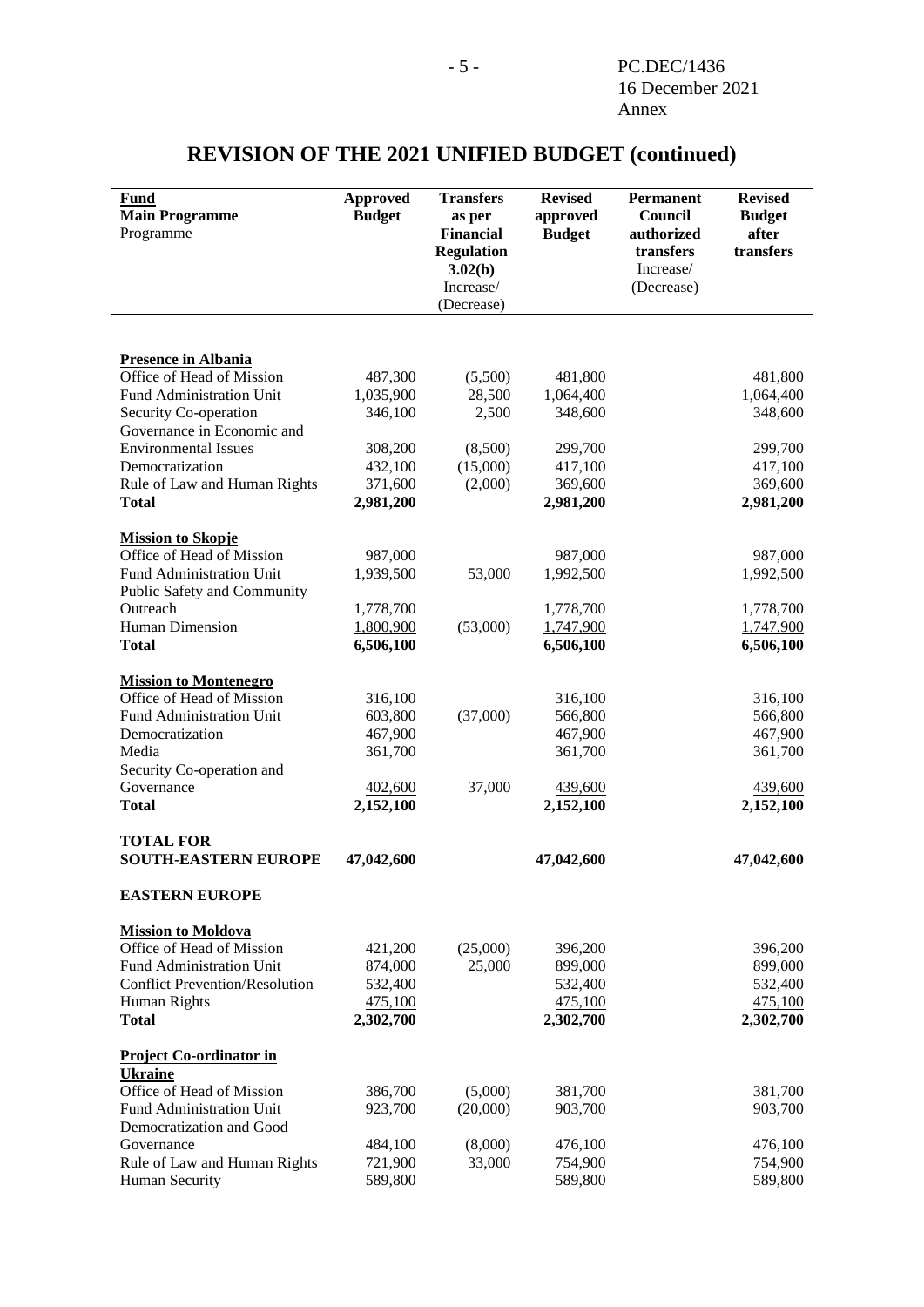# REVISION OF THE 2021 UNIFIED BUDGET (continued)

| **Fund**<br>**Main Programme**<br>Programme | **Approved Budget** | **Transfers as per Financial Regulation 3.02(b)** Increase/ (Decrease) | **Revised approved Budget** | **Permanent Council authorized transfers** Increase/ (Decrease) | **Revised Budget after transfers** |
|---|---|---|---|---|---|
| **Presence in Albania** | | | | | |
| Office of Head of Mission | 487,300 | (5,500) | 481,800 | | 481,800 |
| Fund Administration Unit | 1,035,900 | 28,500 | 1,064,400 | | 1,064,400 |
| Security Co-operation | 346,100 | 2,500 | 348,600 | | 348,600 |
| Governance in Economic and Environmental Issues | 308,200 | (8,500) | 299,700 | | 299,700 |
| Democratization | 432,100 | (15,000) | 417,100 | | 417,100 |
| Rule of Law and Human Rights | 371,600 | (2,000) | 369,600 | | 369,600 |
| **Total** | **2,981,200** | | **2,981,200** | | **2,981,200** |
| **Mission to Skopje** | | | | | |
| Office of Head of Mission | 987,000 | | 987,000 | | 987,000 |
| Fund Administration Unit | 1,939,500 | 53,000 | 1,992,500 | | 1,992,500 |
| Public Safety and Community Outreach | 1,778,700 | | 1,778,700 | | 1,778,700 |
| Human Dimension | 1,800,900 | (53,000) | 1,747,900 | | 1,747,900 |
| **Total** | **6,506,100** | | **6,506,100** | | **6,506,100** |
| **Mission to Montenegro** | | | | | |
| Office of Head of Mission | 316,100 | | 316,100 | | 316,100 |
| Fund Administration Unit | 603,800 | (37,000) | 566,800 | | 566,800 |
| Democratization | 467,900 | | 467,900 | | 467,900 |
| Media | 361,700 | | 361,700 | | 361,700 |
| Security Co-operation and Governance | 402,600 | 37,000 | 439,600 | | 439,600 |
| **Total** | **2,152,100** | | **2,152,100** | | **2,152,100** |
| **TOTAL FOR SOUTH-EASTERN EUROPE** | **47,042,600** | | **47,042,600** | | **47,042,600** |
| **EASTERN EUROPE** | | | | | |
| **Mission to Moldova** | | | | | |
| Office of Head of Mission | 421,200 | (25,000) | 396,200 | | 396,200 |
| Fund Administration Unit | 874,000 | 25,000 | 899,000 | | 899,000 |
| Conflict Prevention/Resolution | 532,400 | | 532,400 | | 532,400 |
| Human Rights | 475,100 | | 475,100 | | 475,100 |
| **Total** | **2,302,700** | | **2,302,700** | | **2,302,700** |
| **Project Co-ordinator in Ukraine** | | | | | |
| Office of Head of Mission | 386,700 | (5,000) | 381,700 | | 381,700 |
| Fund Administration Unit | 923,700 | (20,000) | 903,700 | | 903,700 |
| Democratization and Good Governance | 484,100 | (8,000) | 476,100 | | 476,100 |
| Rule of Law and Human Rights | 721,900 | 33,000 | 754,900 | | 754,900 |
| Human Security | 589,800 | | 589,800 | | 589,800 |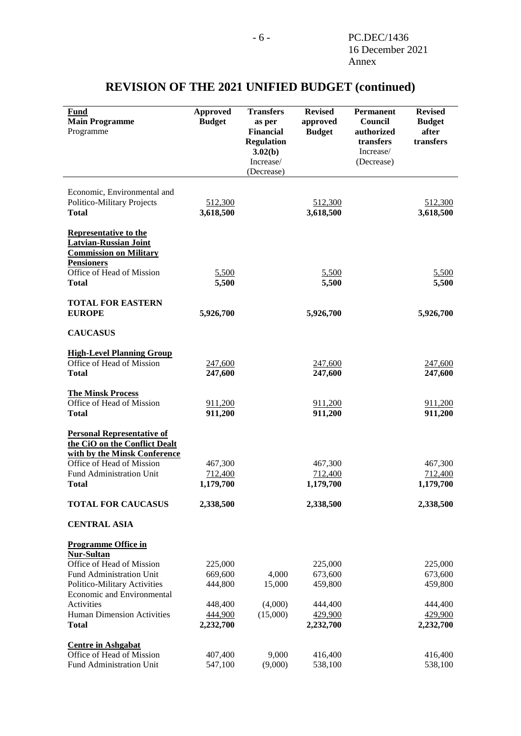# REVISION OF THE 2021 UNIFIED BUDGET (continued)

| **Fund**<br>**Main Programme**<br>Programme | **Approved Budget** | **Transfers as per Financial Regulation 3.02(b)** Increase/ (Decrease) | **Revised approved Budget** | **Permanent Council authorized transfers** Increase/ (Decrease) | **Revised Budget after transfers** |
|---|---|---|---|---|---|
| Economic, Environmental and Politico-Military Projects | 512,300 | | 512,300 | | 512,300 |
| **Total** | **3,618,500** | | **3,618,500** | | **3,618,500** |
| **Representative to the Latvian-Russian Joint Commission on Military Pensioners** | | | | | |
| Office of Head of Mission | 5,500 | | 5,500 | | 5,500 |
| **Total** | **5,500** | | **5,500** | | **5,500** |
| **TOTAL FOR EASTERN EUROPE** | **5,926,700** | | **5,926,700** | | **5,926,700** |
| **CAUCASUS** | | | | | |
| **High-Level Planning Group** | | | | | |
| Office of Head of Mission | 247,600 | | 247,600 | | 247,600 |
| **Total** | **247,600** | | **247,600** | | **247,600** |
| **The Minsk Process** | | | | | |
| Office of Head of Mission | 911,200 | | 911,200 | | 911,200 |
| **Total** | **911,200** | | **911,200** | | **911,200** |
| **Personal Representative of the CiO on the Conflict Dealt with by the Minsk Conference** | | | | | |
| Office of Head of Mission | 467,300 | | 467,300 | | 467,300 |
| Fund Administration Unit | 712,400 | | 712,400 | | 712,400 |
| **Total** | **1,179,700** | | **1,179,700** | | **1,179,700** |
| **TOTAL FOR CAUCASUS** | **2,338,500** | | **2,338,500** | | **2,338,500** |
| **CENTRAL ASIA** | | | | | |
| **Programme Office in Nur-Sultan** | | | | | |
| Office of Head of Mission | 225,000 | | 225,000 | | 225,000 |
| Fund Administration Unit | 669,600 | 4,000 | 673,600 | | 673,600 |
| Politico-Military Activities | 444,800 | 15,000 | 459,800 | | 459,800 |
| Economic and Environmental Activities | 448,400 | (4,000) | 444,400 | | 444,400 |
| Human Dimension Activities | 444,900 | (15,000) | 429,900 | | 429,900 |
| **Total** | **2,232,700** | | **2,232,700** | | **2,232,700** |
| **Centre in Ashgabat** | | | | | |
| Office of Head of Mission | 407,400 | 9,000 | 416,400 | | 416,400 |
| Fund Administration Unit | 547,100 | (9,000) | 538,100 | | 538,100 |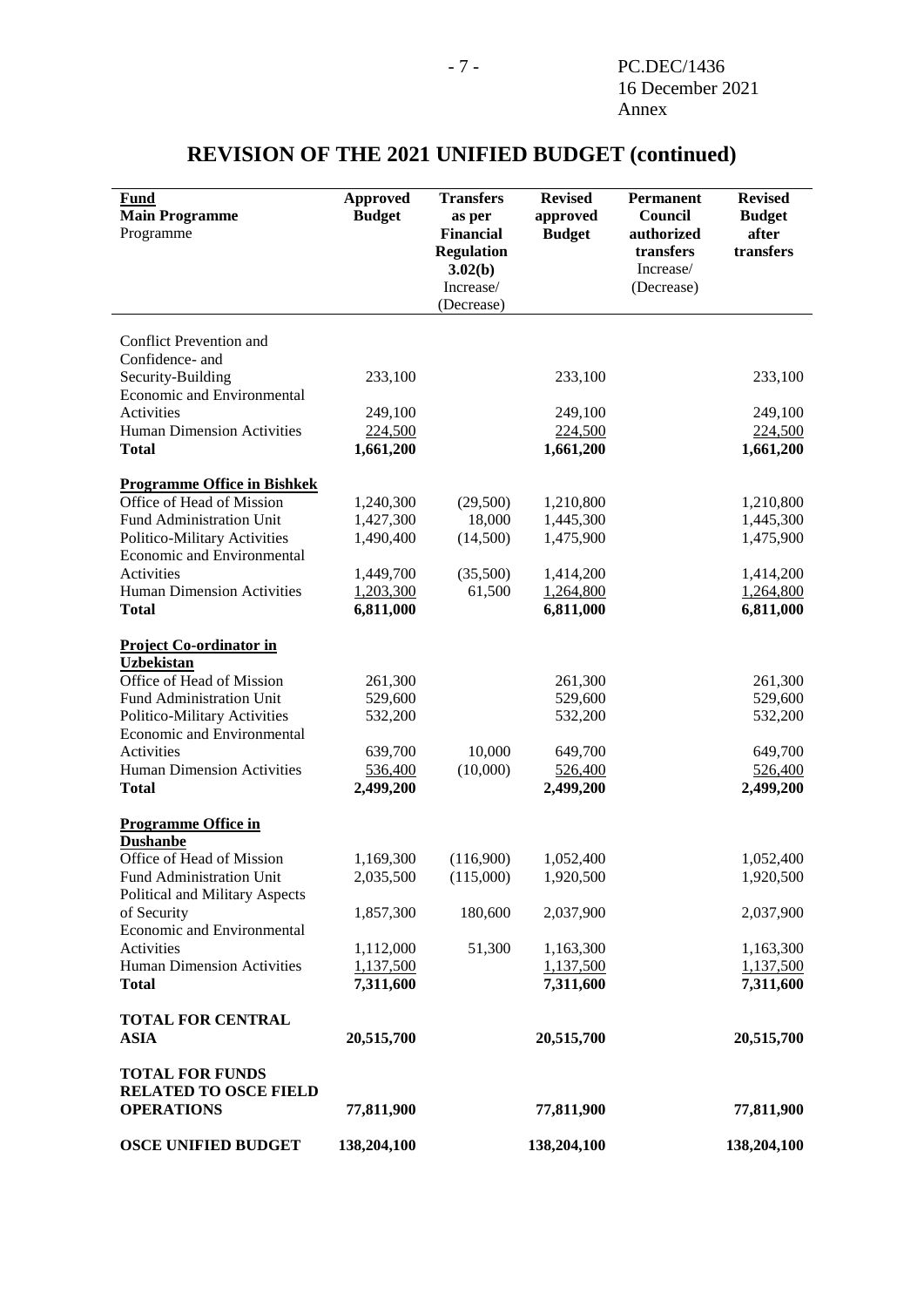# REVISION OF THE 2021 UNIFIED BUDGET (continued)

| **Fund**<br>**Main Programme**<br>Programme | **Approved Budget** | **Transfers as per Financial Regulation 3.02(b)** Increase/ (Decrease) | **Revised approved Budget** | **Permanent Council authorized transfers** Increase/ (Decrease) | **Revised Budget after transfers** |
|---|---|---|---|---|---|
| Conflict Prevention and Confidence- and Security-Building | 233,100 | | 233,100 | | 233,100 |
| Economic and Environmental Activities | 249,100 | | 249,100 | | 249,100 |
| Human Dimension Activities | 224,500 | | 224,500 | | 224,500 |
| **Total** | **1,661,200** | | **1,661,200** | | **1,661,200** |
| **Programme Office in Bishkek** | | | | | |
| Office of Head of Mission | 1,240,300 | (29,500) | 1,210,800 | | 1,210,800 |
| Fund Administration Unit | 1,427,300 | 18,000 | 1,445,300 | | 1,445,300 |
| Politico-Military Activities | 1,490,400 | (14,500) | 1,475,900 | | 1,475,900 |
| Economic and Environmental Activities | 1,449,700 | (35,500) | 1,414,200 | | 1,414,200 |
| Human Dimension Activities | 1,203,300 | 61,500 | 1,264,800 | | 1,264,800 |
| **Total** | **6,811,000** | | **6,811,000** | | **6,811,000** |
| **Project Co-ordinator in Uzbekistan** | | | | | |
| Office of Head of Mission | 261,300 | | 261,300 | | 261,300 |
| Fund Administration Unit | 529,600 | | 529,600 | | 529,600 |
| Politico-Military Activities | 532,200 | | 532,200 | | 532,200 |
| Economic and Environmental Activities | 639,700 | 10,000 | 649,700 | | 649,700 |
| Human Dimension Activities | 536,400 | (10,000) | 526,400 | | 526,400 |
| **Total** | **2,499,200** | | **2,499,200** | | **2,499,200** |
| **Programme Office in Dushanbe** | | | | | |
| Office of Head of Mission | 1,169,300 | (116,900) | 1,052,400 | | 1,052,400 |
| Fund Administration Unit | 2,035,500 | (115,000) | 1,920,500 | | 1,920,500 |
| Political and Military Aspects of Security | 1,857,300 | 180,600 | 2,037,900 | | 2,037,900 |
| Economic and Environmental Activities | 1,112,000 | 51,300 | 1,163,300 | | 1,163,300 |
| Human Dimension Activities | 1,137,500 | | 1,137,500 | | 1,137,500 |
| **Total** | **7,311,600** | | **7,311,600** | | **7,311,600** |
| **TOTAL FOR CENTRAL ASIA** | **20,515,700** | | **20,515,700** | | **20,515,700** |
| **TOTAL FOR FUNDS RELATED TO OSCE FIELD OPERATIONS** | **77,811,900** | | **77,811,900** | | **77,811,900** |
| **OSCE UNIFIED BUDGET** | **138,204,100** | | **138,204,100** | | **138,204,100** |